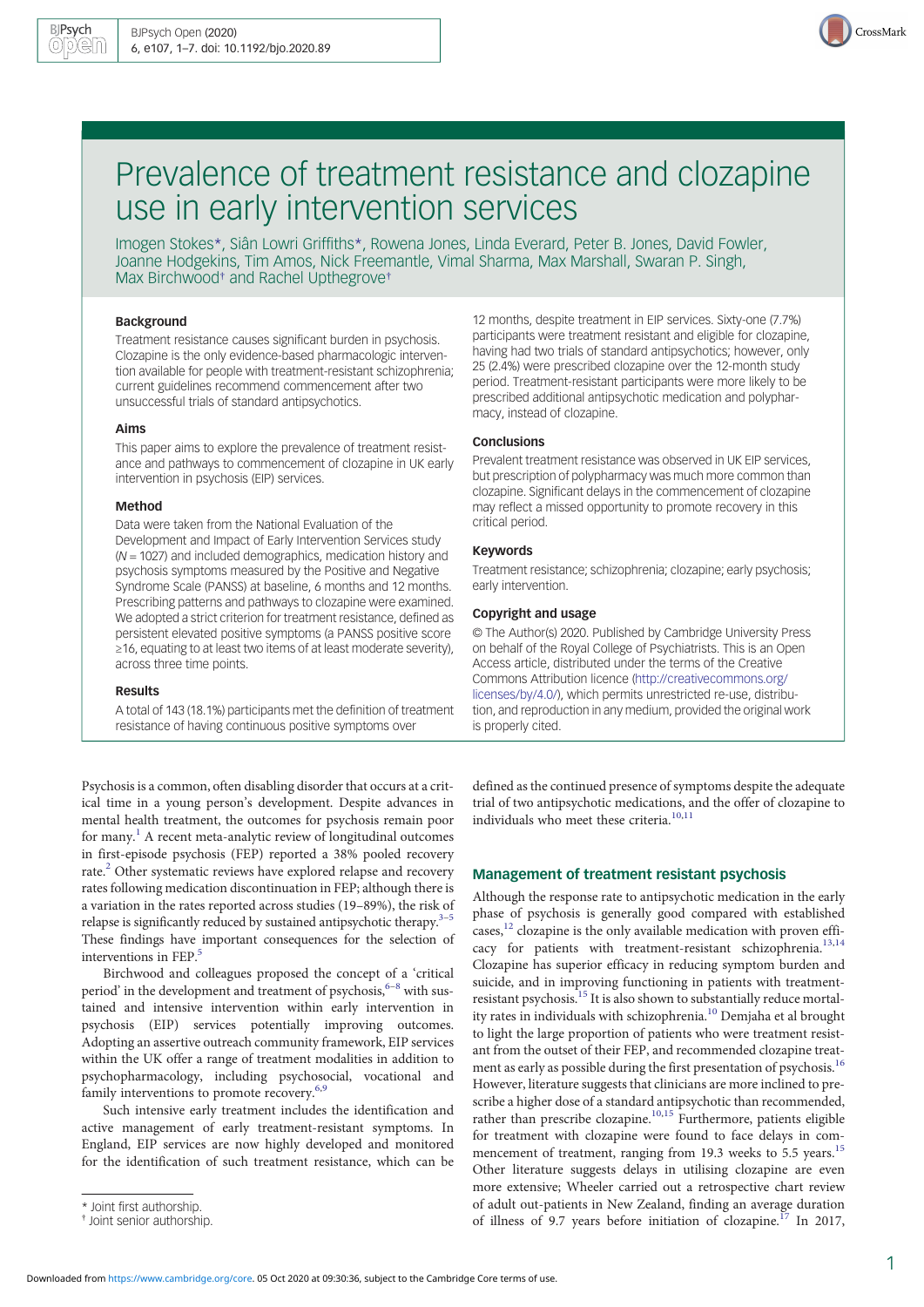# Prevalence of treatment resistance and clozapine use in early intervention services

Imogen Stokes*, Siân Lowri Griffiths*, Rowena Jones, Linda Everard, Peter B. Jones, David Fowler, Joanne Hodgekins, Tim Amos, Nick Freemantle, Vimal Sharma, Max Marshall, Swaran P. Singh, Max Birchwood† and Rachel Upthegrove†

### Background

Treatment resistance causes significant burden in psychosis. Clozapine is the only evidence-based pharmacologic intervention available for people with treatment-resistant schizophrenia; current guidelines recommend commencement after two unsuccessful trials of standard antipsychotics.

### Aims

This paper aims to explore the prevalence of treatment resistance and pathways to commencement of clozapine in UK early intervention in psychosis (EIP) services.

### Method

Data were taken from the National Evaluation of the Development and Impact of Early Intervention Services study ($N = 1027$) and included demographics, medication history and psychosis symptoms measured by the Positive and Negative Syndrome Scale (PANSS) at baseline, 6 months and 12 months. Prescribing patterns and pathways to clozapine were examined. We adopted a strict criterion for treatment resistance, defined as persistent elevated positive symptoms (a PANSS positive score ≥16, equating to at least two items of at least moderate severity), across three time points.

### Results

A total of 143 (18.1%) participants met the definition of treatment resistance of having continuous positive symptoms over 12 months, despite treatment in EIP services. Sixty-one (7.7%) participants were treatment resistant and eligible for clozapine, having had two trials of standard antipsychotics; however, only 25 (2.4%) were prescribed clozapine over the 12-month study period. Treatment-resistant participants were more likely to be prescribed additional antipsychotic medication and polypharmacy, instead of clozapine.

### Conclusions

Prevalent treatment resistance was observed in UK EIP services, but prescription of polypharmacy was much more common than clozapine. Significant delays in the commencement of clozapine may reflect a missed opportunity to promote recovery in this critical period.

### Keywords

Treatment resistance; schizophrenia; clozapine; early psychosis; early intervention.

### Copyright and usage

© The Author(s) 2020. Published by Cambridge University Press on behalf of the Royal College of Psychiatrists. This is an Open Access article, distributed under the terms of the Creative Commons Attribution licence (http://creativecommons.org/licenses/by/4.0/), which permits unrestricted re-use, distribution, and reproduction in any medium, provided the original work is properly cited.

Psychosis is a common, often disabling disorder that occurs at a critical time in a young person's development. Despite advances in mental health treatment, the outcomes for psychosis remain poor for many.[1] A recent meta-analytic review of longitudinal outcomes in first-episode psychosis (FEP) reported a 38% pooled recovery rate.[2] Other systematic reviews have explored relapse and recovery rates following medication discontinuation in FEP; although there is a variation in the rates reported across studies (19–89%), the risk of relapse is significantly reduced by sustained antipsychotic therapy.[3–5] These findings have important consequences for the selection of interventions in FEP.[5]

Birchwood and colleagues proposed the concept of a 'critical period' in the development and treatment of psychosis,[6–8] with sustained and intensive intervention within early intervention in psychosis (EIP) services potentially improving outcomes. Adopting an assertive outreach community framework, EIP services within the UK offer a range of treatment modalities in addition to psychopharmacology, including psychosocial, vocational and family interventions to promote recovery.[6,9]

Such intensive early treatment includes the identification and active management of early treatment-resistant symptoms. In England, EIP services are now highly developed and monitored for the identification of such treatment resistance, which can be defined as the continued presence of symptoms despite the adequate trial of two antipsychotic medications, and the offer of clozapine to individuals who meet these criteria.[10,11]

## Management of treatment resistant psychosis

Although the response rate to antipsychotic medication in the early phase of psychosis is generally good compared with established cases,[12] clozapine is the only available medication with proven efficacy for patients with treatment-resistant schizophrenia.[13,14] Clozapine has superior efficacy in reducing symptom burden and suicide, and in improving functioning in patients with treatment-resistant psychosis.[15] It is also shown to substantially reduce mortality rates in individuals with schizophrenia.[10] Demjaha et al brought to light the large proportion of patients who were treatment resistant from the outset of their FEP, and recommended clozapine treatment as early as possible during the first presentation of psychosis.[16] However, literature suggests that clinicians are more inclined to prescribe a higher dose of a standard antipsychotic than recommended, rather than prescribe clozapine.[10,15] Furthermore, patients eligible for treatment with clozapine were found to face delays in commencement of treatment, ranging from 19.3 weeks to 5.5 years.[15] Other literature suggests delays in utilising clozapine are even more extensive; Wheeler carried out a retrospective chart review of adult out-patients in New Zealand, finding an average duration of illness of 9.7 years before initiation of clozapine.[17] In 2017,

* Joint first authorship.
† Joint senior authorship.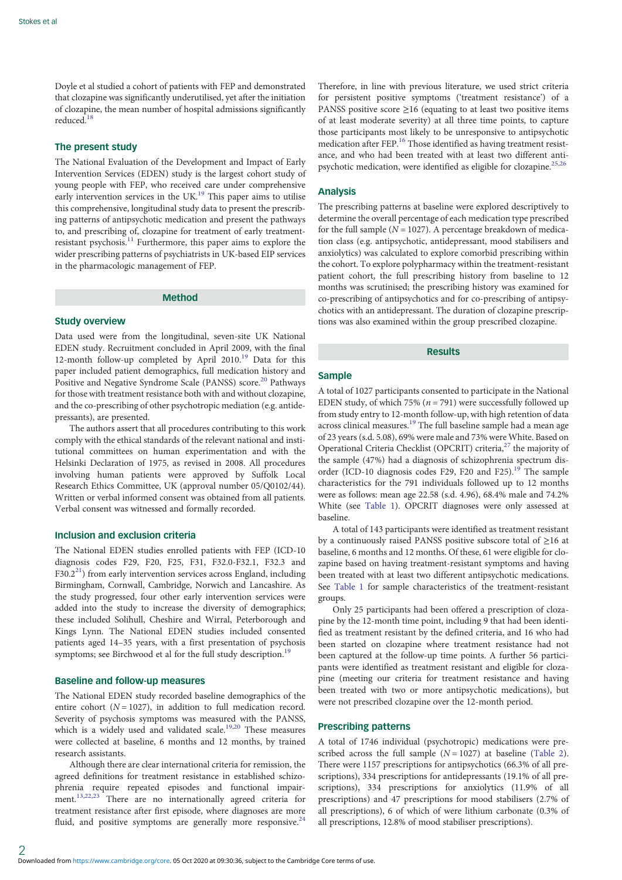Doyle et al studied a cohort of patients with FEP and demonstrated that clozapine was significantly underutilised, yet after the initiation of clozapine, the mean number of hospital admissions significantly reduced.[18]

## The present study

The National Evaluation of the Development and Impact of Early Intervention Services (EDEN) study is the largest cohort study of young people with FEP, who received care under comprehensive early intervention services in the UK.[19] This paper aims to utilise this comprehensive, longitudinal study data to present the prescribing patterns of antipsychotic medication and present the pathways to, and prescribing of, clozapine for treatment of early treatment-resistant psychosis.[11] Furthermore, this paper aims to explore the wider prescribing patterns of psychiatrists in UK-based EIP services in the pharmacologic management of FEP.

# Method

## Study overview

Data used were from the longitudinal, seven-site UK National EDEN study. Recruitment concluded in April 2009, with the final 12-month follow-up completed by April 2010.[19] Data for this paper included patient demographics, full medication history and Positive and Negative Syndrome Scale (PANSS) score.[20] Pathways for those with treatment resistance both with and without clozapine, and the co-prescribing of other psychotropic mediation (e.g. antidepressants), are presented.

The authors assert that all procedures contributing to this work comply with the ethical standards of the relevant national and institutional committees on human experimentation and with the Helsinki Declaration of 1975, as revised in 2008. All procedures involving human patients were approved by Suffolk Local Research Ethics Committee, UK (approval number 05/Q0102/44). Written or verbal informed consent was obtained from all patients. Verbal consent was witnessed and formally recorded.

## Inclusion and exclusion criteria

The National EDEN studies enrolled patients with FEP (ICD-10 diagnosis codes F29, F20, F25, F31, F32.0-F32.1, F32.3 and F30.2[21]) from early intervention services across England, including Birmingham, Cornwall, Cambridge, Norwich and Lancashire. As the study progressed, four other early intervention services were added into the study to increase the diversity of demographics; these included Solihull, Cheshire and Wirral, Peterborough and Kings Lynn. The National EDEN studies included consented patients aged 14–35 years, with a first presentation of psychosis symptoms; see Birchwood et al for the full study description.[19]

## Baseline and follow-up measures

The National EDEN study recorded baseline demographics of the entire cohort ($N = 1027$), in addition to full medication record. Severity of psychosis symptoms was measured with the PANSS, which is a widely used and validated scale.[19,20] These measures were collected at baseline, 6 months and 12 months, by trained research assistants.

Although there are clear international criteria for remission, the agreed definitions for treatment resistance in established schizophrenia require repeated episodes and functional impairment.[13,22,23] There are no internationally agreed criteria for treatment resistance after first episode, where diagnoses are more fluid, and positive symptoms are generally more responsive.[24] Therefore, in line with previous literature, we used strict criteria for persistent positive symptoms ('treatment resistance') of a PANSS positive score ≥16 (equating to at least two positive items of at least moderate severity) at all three time points, to capture those participants most likely to be unresponsive to antipsychotic medication after FEP.[16] Those identified as having treatment resistance, and who had been treated with at least two different antipsychotic medication, were identified as eligible for clozapine.[25,26]

## Analysis

The prescribing patterns at baseline were explored descriptively to determine the overall percentage of each medication type prescribed for the full sample ($N = 1027$). A percentage breakdown of medication class (e.g. antipsychotic, antidepressant, mood stabilisers and anxiolytics) was calculated to explore comorbid prescribing within the cohort. To explore polypharmacy within the treatment-resistant patient cohort, the full prescribing history from baseline to 12 months was scrutinised; the prescribing history was examined for co-prescribing of antipsychotics and for co-prescribing of antipsychotics with an antidepressant. The duration of clozapine prescriptions was also examined within the group prescribed clozapine.

# Results

## Sample

A total of 1027 participants consented to participate in the National EDEN study, of which 75% ($n = 791$) were successfully followed up from study entry to 12-month follow-up, with high retention of data across clinical measures.[19] The full baseline sample had a mean age of 23 years (s.d. 5.08), 69% were male and 73% were White. Based on Operational Criteria Checklist (OPCRIT) criteria,[27] the majority of the sample (47%) had a diagnosis of schizophrenia spectrum disorder (ICD-10 diagnosis codes F29, F20 and F25).[19] The sample characteristics for the 791 individuals followed up to 12 months were as follows: mean age 22.58 (s.d. 4.96), 68.4% male and 74.2% White (see Table 1). OPCRIT diagnoses were only assessed at baseline.

A total of 143 participants were identified as treatment resistant by a continuously raised PANSS positive subscore total of ≥16 at baseline, 6 months and 12 months. Of these, 61 were eligible for clozapine based on having treatment-resistant symptoms and having been treated with at least two different antipsychotic medications. See Table 1 for sample characteristics of the treatment-resistant groups.

Only 25 participants had been offered a prescription of clozapine by the 12-month time point, including 9 that had been identified as treatment resistant by the defined criteria, and 16 who had been started on clozapine where treatment resistance had not been captured at the follow-up time points. A further 56 participants were identified as treatment resistant and eligible for clozapine (meeting our criteria for treatment resistance and having been treated with two or more antipsychotic medications), but were not prescribed clozapine over the 12-month period.

## Prescribing patterns

A total of 1746 individual (psychotropic) medications were prescribed across the full sample ($N = 1027$) at baseline (Table 2). There were 1157 prescriptions for antipsychotics (66.3% of all prescriptions), 334 prescriptions for antidepressants (19.1% of all prescriptions), 334 prescriptions for anxiolytics (11.9% of all prescriptions) and 47 prescriptions for mood stabilisers (2.7% of all prescriptions), 6 of which of were lithium carbonate (0.3% of all prescriptions, 12.8% of mood stabiliser prescriptions).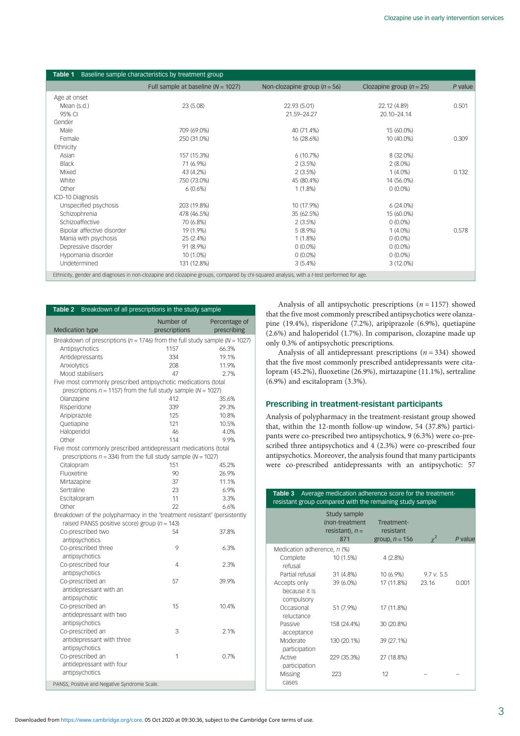**Table 1** Baseline sample characteristics by treatment group

| | Full sample at baseline (*N* = 1027) | Non-clozapine group (*n* = 56) | Clozapine group (*n* = 25) | *P* value |
|---|---|---|---|---|
| Age at onset | | | | |
| Mean (s.d.) | 23 (5.08) | 22.93 (5.01) | 22.12 (4.89) | 0.501 |
| 95% CI | | 21.59–24.27 | 20.10–24.14 | |
| Gender | | | | |
| Male | 709 (69.0%) | 40 (71.4%) | 15 (60.0%) | |
| Female | 250 (31.0%) | 16 (28.6%) | 10 (40.0%) | 0.309 |
| Ethnicity | | | | |
| Asian | 157 (15.3%) | 6 (10.7%) | 8 (32.0%) | |
| Black | 71 (6.9%) | 2 (3.5%) | 2 (8.0%) | |
| Mixed | 43 (4.2%) | 2 (3.5%) | 1 (4.0%) | 0.132 |
| White | 750 (73.0%) | 45 (80.4%) | 14 (56.0%) | |
| Other | 6 (0.6%) | 1 (1.8%) | 0 (0.0%) | |
| ICD-10 Diagnosis | | | | |
| Unspecified psychosis | 203 (19.8%) | 10 (17.9%) | 6 (24.0%) | |
| Schizophrenia | 478 (46.5%) | 35 (62.5%) | 15 (60.0%) | |
| Schizoaffective | 70 (6.8%) | 2 (3.5%) | 0 (0.0%) | |
| Bipolar affective disorder | 19 (1.9%) | 5 (8.9%) | 1 (4.0%) | 0.578 |
| Mania with psychosis | 25 (2.4%) | 1 (1.8%) | 0 (0.0%) | |
| Depressive disorder | 91 (8.9%) | 0 (0.0%) | 0 (0.0%) | |
| Hypomania disorder | 10 (1.0%) | 0 (0.0%) | 0 (0.0%) | |
| Undetermined | 131 (12.8%) | 3 (5.4%) | 3 (12.0%) | |

Ethnicity, gender and diagnoses in non-clozapine and clozapine groups, compared by chi-squared analysis, with a *t*-test performed for age.

**Table 2** Breakdown of all prescriptions in the study sample

| Medication type | Number of prescriptions | Percentage of prescribing |
|---|---|---|
| Breakdown of prescriptions (*n* = 1746) from the full study sample (*N* = 1027) | | |
| Antipsychotics | 1157 | 66.3% |
| Antidepressants | 334 | 19.1% |
| Anxiolytics | 208 | 11.9% |
| Mood stabilisers | 47 | 2.7% |
| Five most commonly prescribed antipsychotic medications (total prescriptions *n* = 1157) from the full study sample (*N* = 1027) | | |
| Olanzapine | 412 | 35.6% |
| Risperidone | 339 | 29.3% |
| Aripiprazole | 125 | 10.8% |
| Quetiapine | 121 | 10.5% |
| Haloperidol | 46 | 4.0% |
| Other | 114 | 9.9% |
| Five most commonly prescribed antidepressant medications (total prescriptions *n* = 334) from the full study sample (*N* = 1027) | | |
| Citalopram | 151 | 45.2% |
| Fluoxetine | 90 | 26.9% |
| Mirtazapine | 37 | 11.1% |
| Sertraline | 23 | 6.9% |
| Escitalopram | 11 | 3.3% |
| Other | 22 | 6.6% |
| Breakdown of the polypharmacy in the 'treatment resistant' (persistently raised PANSS positive score) group (*n* = 143) | | |
| Co-prescribed two antipsychotics | 54 | 37.8% |
| Co-prescribed three antipsychotics | 9 | 6.3% |
| Co-prescribed four antipsychotics | 4 | 2.3% |
| Co-prescribed an antidepressant with an antipsychotic | 57 | 39.9% |
| Co-prescribed an antidepressant with two antipsychotics | 15 | 10.4% |
| Co-prescribed an antidepressant with three antipsychotics | 3 | 2.1% |
| Co-prescribed an antidepressant with four antipsychotics | 1 | 0.7% |

PANSS, Positive and Negative Syndrome Scale.

Analysis of all antipsychotic prescriptions (*n* = 1157) showed that the five most commonly prescribed antipsychotics were olanzapine (19.4%), risperidone (7.2%), aripiprazole (6.9%), quetiapine (2.6%) and haloperidol (1.7%). In comparison, clozapine made up only 0.3% of antipsychotic prescriptions.

Analysis of all antidepressant prescriptions (*n* = 334) showed that the five most commonly prescribed antidepressants were citalopram (45.2%), fluoxetine (26.9%), mirtazapine (11.1%), sertraline (6.9%) and escitalopram (3.3%).

## Prescribing in treatment-resistant participants

Analysis of polypharmacy in the treatment-resistant group showed that, within the 12-month follow-up window, 54 (37.8%) participants were co-prescribed two antipsychotics, 9 (6.3%) were co-prescribed three antipsychotics and 4 (2.3%) were co-prescribed four antipsychotics. Moreover, the analysis found that many participants were co-prescribed antidepressants with an antipsychotic: 57

**Table 3** Average medication adherence score for the treatment-resistant group compared with the remaining study sample

| | Study sample (non-treatment resistant), *n* = 871 | Treatment-resistant group, *n* = 156 | $\chi^2$ | *P* value |
|---|---|---|---|---|
| Medication adherence, *n* (%) | | | | |
| Complete refusal | 10 (1.5%) | 4 (2.8%) | | |
| Partial refusal | 31 (4.8%) | 10 (6.9%) | 9.7 *v.* 5.5 | |
| Accepts only because it is compulsory | 39 (6.0%) | 17 (11.8%) | 23.16 | 0.001 |
| Occasional reluctance | 51 (7.9%) | 17 (11.8%) | | |
| Passive acceptance | 158 (24.4%) | 30 (20.8%) | | |
| Moderate participation | 130 (20.1%) | 39 (27.1%) | | |
| Active participation | 229 (35.3%) | 27 (18.8%) | | |
| Missing cases | 223 | 12 | – | – |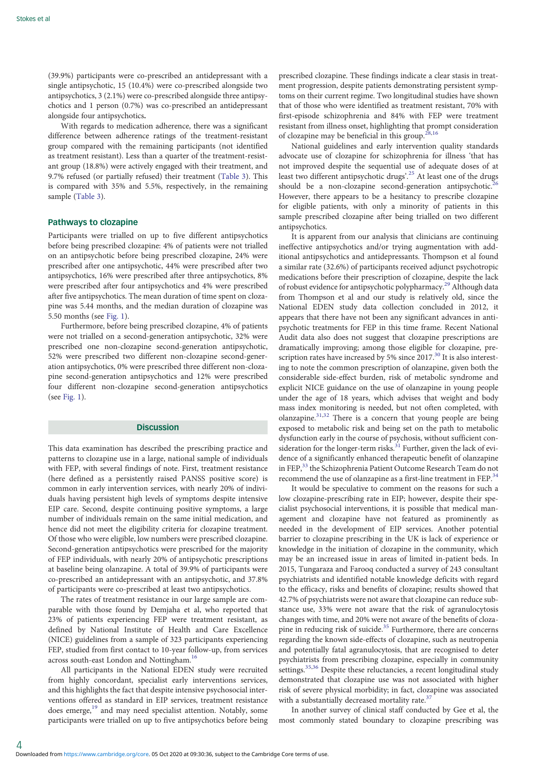(39.9%) participants were co-prescribed an antidepressant with a single antipsychotic, 15 (10.4%) were co-prescribed alongside two antipsychotics, 3 (2.1%) were co-prescribed alongside three antipsychotics and 1 person (0.7%) was co-prescribed an antidepressant alongside four antipsychotics.

With regards to medication adherence, there was a significant difference between adherence ratings of the treatment-resistant group compared with the remaining participants (not identified as treatment resistant). Less than a quarter of the treatment-resistant group (18.8%) were actively engaged with their treatment, and 9.7% refused (or partially refused) their treatment (Table 3). This is compared with 35% and 5.5%, respectively, in the remaining sample (Table 3).

## Pathways to clozapine

Participants were trialled on up to five different antipsychotics before being prescribed clozapine: 4% of patients were not trialled on an antipsychotic before being prescribed clozapine, 24% were prescribed after one antipsychotic, 44% were prescribed after two antipsychotics, 16% were prescribed after three antipsychotics, 8% were prescribed after four antipsychotics and 4% were prescribed after five antipsychotics. The mean duration of time spent on clozapine was 5.44 months, and the median duration of clozapine was 5.50 months (see Fig. 1).

Furthermore, before being prescribed clozapine, 4% of patients were not trialled on a second-generation antipsychotic, 32% were prescribed one non-clozapine second-generation antipsychotic, 52% were prescribed two different non-clozapine second-generation antipsychotics, 0% were prescribed three different non-clozapine second-generation antipsychotics and 12% were prescribed four different non-clozapine second-generation antipsychotics (see Fig. 1).

## Discussion

This data examination has described the prescribing practice and patterns to clozapine use in a large, national sample of individuals with FEP, with several findings of note. First, treatment resistance (here defined as a persistently raised PANSS positive score) is common in early intervention services, with nearly 20% of individuals having persistent high levels of symptoms despite intensive EIP care. Second, despite continuing positive symptoms, a large number of individuals remain on the same initial medication, and hence did not meet the eligibility criteria for clozapine treatment. Of those who were eligible, low numbers were prescribed clozapine. Second-generation antipsychotics were prescribed for the majority of FEP individuals, with nearly 20% of antipsychotic prescriptions at baseline being olanzapine. A total of 39.9% of participants were co-prescribed an antidepressant with an antipsychotic, and 37.8% of participants were co-prescribed at least two antipsychotics.

The rates of treatment resistance in our large sample are comparable with those found by Demjaha et al, who reported that 23% of patients experiencing FEP were treatment resistant, as defined by National Institute of Health and Care Excellence (NICE) guidelines from a sample of 323 participants experiencing FEP, studied from first contact to 10-year follow-up, from services across south-east London and Nottingham.[16]

All participants in the National EDEN study were recruited from highly concordant, specialist early interventions services, and this highlights the fact that despite intensive psychosocial interventions offered as standard in EIP services, treatment resistance does emerge,[19] and may need specialist attention. Notably, some participants were trialled on up to five antipsychotics before being prescribed clozapine. These findings indicate a clear stasis in treatment progression, despite patients demonstrating persistent symptoms on their current regime. Two longitudinal studies have shown that of those who were identified as treatment resistant, 70% with first-episode schizophrenia and 84% with FEP were treatment resistant from illness onset, highlighting that prompt consideration of clozapine may be beneficial in this group.[28,16]

National guidelines and early intervention quality standards advocate use of clozapine for schizophrenia for illness 'that has not improved despite the sequential use of adequate doses of at least two different antipsychotic drugs'.[25] At least one of the drugs should be a non-clozapine second-generation antipsychotic.[26] However, there appears to be a hesitancy to prescribe clozapine for eligible patients, with only a minority of patients in this sample prescribed clozapine after being trialled on two different antipsychotics.

It is apparent from our analysis that clinicians are continuing ineffective antipsychotics and/or trying augmentation with additional antipsychotics and antidepressants. Thompson et al found a similar rate (32.6%) of participants received adjunct psychotropic medications before their prescription of clozapine, despite the lack of robust evidence for antipsychotic polypharmacy.[29] Although data from Thompson et al and our study is relatively old, since the National EDEN study data collection concluded in 2012, it appears that there have not been any significant advances in antipsychotic treatments for FEP in this time frame. Recent National Audit data also does not suggest that clozapine prescriptions are dramatically improving; among those eligible for clozapine, prescription rates have increased by 5% since 2017.[30] It is also interesting to note the common prescription of olanzapine, given both the considerable side-effect burden, risk of metabolic syndrome and explicit NICE guidance on the use of olanzapine in young people under the age of 18 years, which advises that weight and body mass index monitoring is needed, but not often completed, with olanzapine.[31,32] There is a concern that young people are being exposed to metabolic risk and being set on the path to metabolic dysfunction early in the course of psychosis, without sufficient consideration for the longer-term risks.[31] Further, given the lack of evidence of a significantly enhanced therapeutic benefit of olanzapine in FEP,[33] the Schizophrenia Patient Outcome Research Team do not recommend the use of olanzapine as a first-line treatment in FEP.[34]

It would be speculative to comment on the reasons for such a low clozapine-prescribing rate in EIP; however, despite their specialist psychosocial interventions, it is possible that medical management and clozapine have not featured as prominently as needed in the development of EIP services. Another potential barrier to clozapine prescribing in the UK is lack of experience or knowledge in the initiation of clozapine in the community, which may be an increased issue in areas of limited in-patient beds. In 2015, Tungaraza and Farooq conducted a survey of 243 consultant psychiatrists and identified notable knowledge deficits with regard to the efficacy, risks and benefits of clozapine; results showed that 42.7% of psychiatrists were not aware that clozapine can reduce substance use, 33% were not aware that the risk of agranulocytosis changes with time, and 20% were not aware of the benefits of clozapine in reducing risk of suicide.[35] Furthermore, there are concerns regarding the known side-effects of clozapine, such as neutropenia and potentially fatal agranulocytosis, that are recognised to deter psychiatrists from prescribing clozapine, especially in community settings.[35,36] Despite these reluctancies, a recent longitudinal study demonstrated that clozapine use was not associated with higher risk of severe physical morbidity; in fact, clozapine was associated with a substantially decreased mortality rate.[37]

In another survey of clinical staff conducted by Gee et al, the most commonly stated boundary to clozapine prescribing was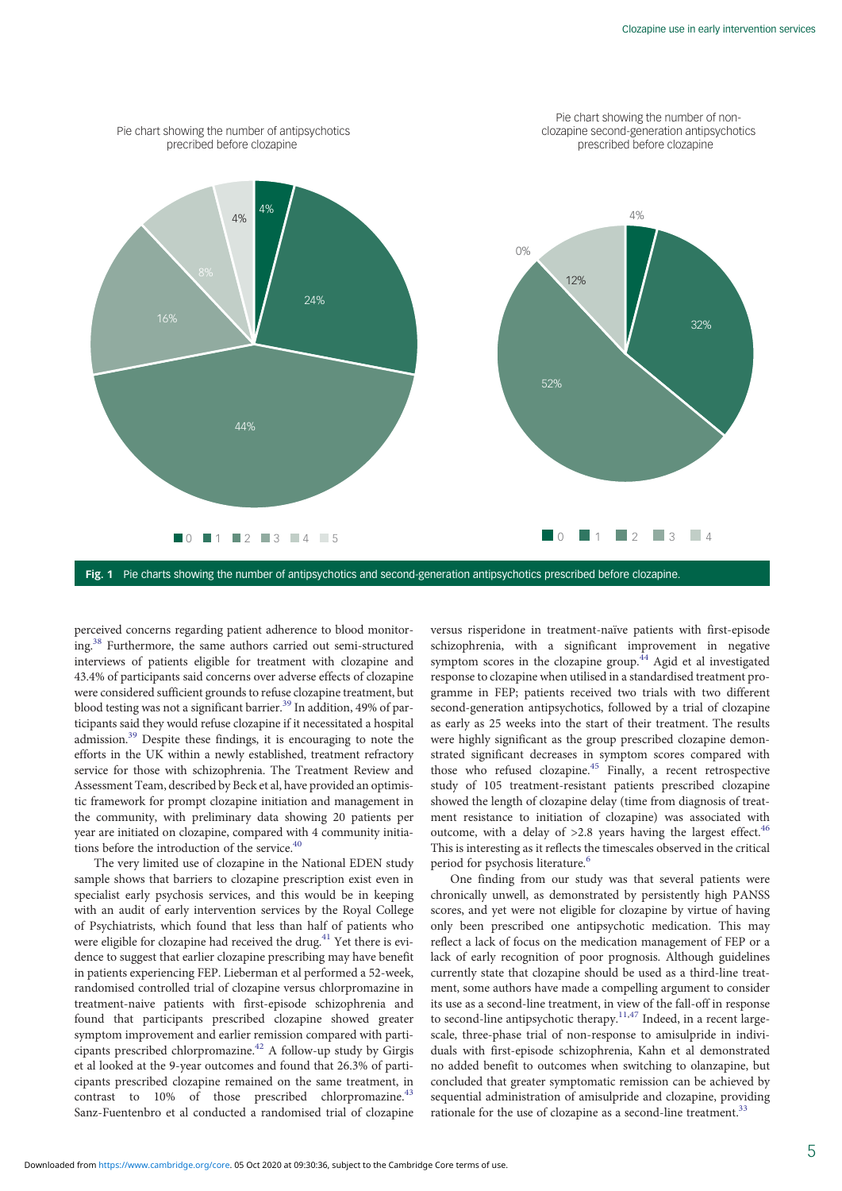Pie chart showing the number of antipsychotics precribed before clozapine

Pie chart showing the number of non-clozapine second-generation antipsychotics prescribed before clozapine

**Fig. 1** Pie charts showing the number of antipsychotics and second-generation antipsychotics prescribed before clozapine.

perceived concerns regarding patient adherence to blood monitoring.[38] Furthermore, the same authors carried out semi-structured interviews of patients eligible for treatment with clozapine and 43.4% of participants said concerns over adverse effects of clozapine were considered sufficient grounds to refuse clozapine treatment, but blood testing was not a significant barrier.[39] In addition, 49% of participants said they would refuse clozapine if it necessitated a hospital admission.[39] Despite these findings, it is encouraging to note the efforts in the UK within a newly established, treatment refractory service for those with schizophrenia. The Treatment Review and Assessment Team, described by Beck et al, have provided an optimistic framework for prompt clozapine initiation and management in the community, with preliminary data showing 20 patients per year are initiated on clozapine, compared with 4 community initiations before the introduction of the service.[40]

The very limited use of clozapine in the National EDEN study sample shows that barriers to clozapine prescription exist even in specialist early psychosis services, and this would be in keeping with an audit of early intervention services by the Royal College of Psychiatrists, which found that less than half of patients who were eligible for clozapine had received the drug.[41] Yet there is evidence to suggest that earlier clozapine prescribing may have benefit in patients experiencing FEP. Lieberman et al performed a 52-week, randomised controlled trial of clozapine versus chlorpromazine in treatment-naive patients with first-episode schizophrenia and found that participants prescribed clozapine showed greater symptom improvement and earlier remission compared with participants prescribed chlorpromazine.[42] A follow-up study by Girgis et al looked at the 9-year outcomes and found that 26.3% of participants prescribed clozapine remained on the same treatment, in contrast to 10% of those prescribed chlorpromazine.[43] Sanz-Fuentenbro et al conducted a randomised trial of clozapine versus risperidone in treatment-naïve patients with first-episode schizophrenia, with a significant improvement in negative symptom scores in the clozapine group.[44] Agid et al investigated response to clozapine when utilised in a standardised treatment programme in FEP; patients received two trials with two different second-generation antipsychotics, followed by a trial of clozapine as early as 25 weeks into the start of their treatment. The results were highly significant as the group prescribed clozapine demonstrated significant decreases in symptom scores compared with those who refused clozapine.[45] Finally, a recent retrospective study of 105 treatment-resistant patients prescribed clozapine showed the length of clozapine delay (time from diagnosis of treatment resistance to initiation of clozapine) was associated with outcome, with a delay of >2.8 years having the largest effect.[46] This is interesting as it reflects the timescales observed in the critical period for psychosis literature.[6]

One finding from our study was that several patients were chronically unwell, as demonstrated by persistently high PANSS scores, and yet were not eligible for clozapine by virtue of having only been prescribed one antipsychotic medication. This may reflect a lack of focus on the medication management of FEP or a lack of early recognition of poor prognosis. Although guidelines currently state that clozapine should be used as a third-line treatment, some authors have made a compelling argument to consider its use as a second-line treatment, in view of the fall-off in response to second-line antipsychotic therapy.[11,47] Indeed, in a recent large-scale, three-phase trial of non-response to amisulpride in individuals with first-episode schizophrenia, Kahn et al demonstrated no added benefit to outcomes when switching to olanzapine, but concluded that greater symptomatic remission can be achieved by sequential administration of amisulpride and clozapine, providing rationale for the use of clozapine as a second-line treatment.[33]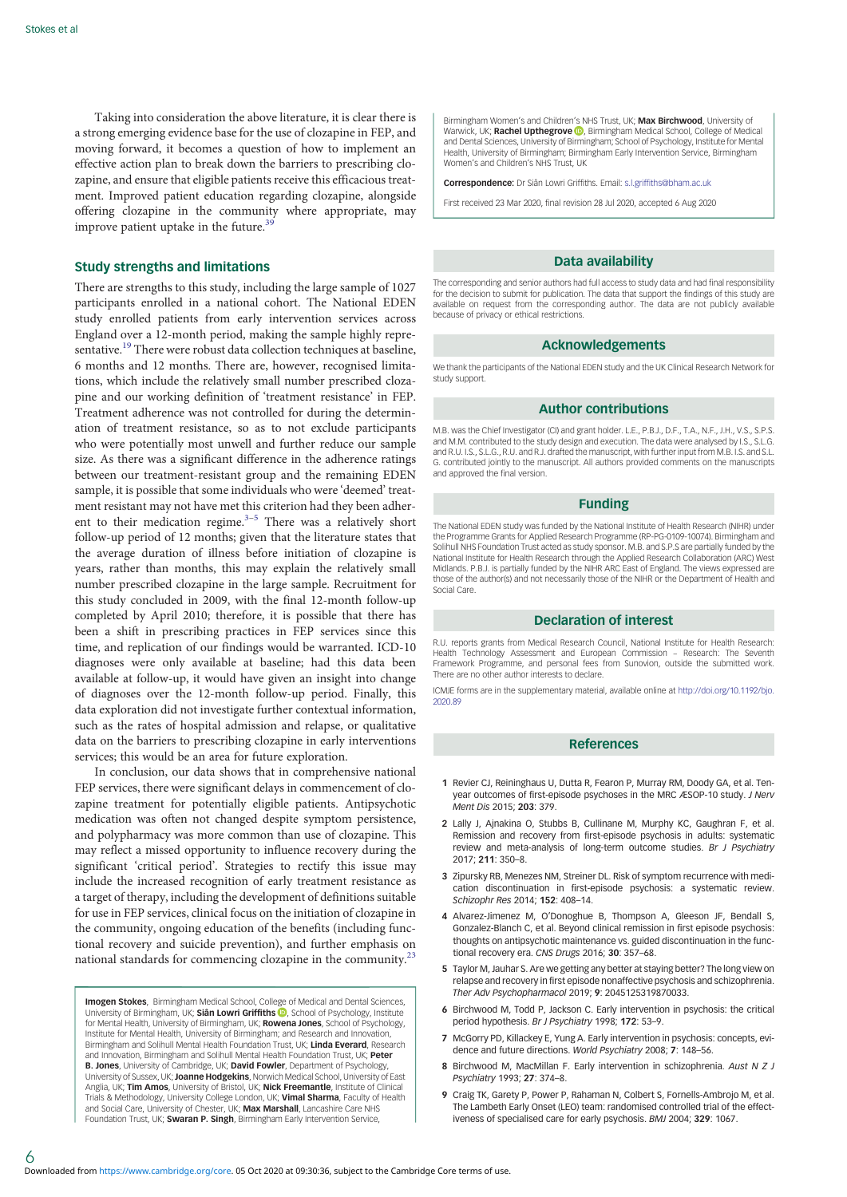Taking into consideration the above literature, it is clear there is a strong emerging evidence base for the use of clozapine in FEP, and moving forward, it becomes a question of how to implement an effective action plan to break down the barriers to prescribing clozapine, and ensure that eligible patients receive this efficacious treatment. Improved patient education regarding clozapine, alongside offering clozapine in the community where appropriate, may improve patient uptake in the future.[39]

## Study strengths and limitations

There are strengths to this study, including the large sample of 1027 participants enrolled in a national cohort. The National EDEN study enrolled patients from early intervention services across England over a 12-month period, making the sample highly representative.[19] There were robust data collection techniques at baseline, 6 months and 12 months. There are, however, recognised limitations, which include the relatively small number prescribed clozapine and our working definition of 'treatment resistance' in FEP. Treatment adherence was not controlled for during the determination of treatment resistance, so as to not exclude participants who were potentially most unwell and further reduce our sample size. As there was a significant difference in the adherence ratings between our treatment-resistant group and the remaining EDEN sample, it is possible that some individuals who were 'deemed' treatment resistant may not have met this criterion had they been adherent to their medication regime.[3–5] There was a relatively short follow-up period of 12 months; given that the literature states that the average duration of illness before initiation of clozapine is years, rather than months, this may explain the relatively small number prescribed clozapine in the large sample. Recruitment for this study concluded in 2009, with the final 12-month follow-up completed by April 2010; therefore, it is possible that there has been a shift in prescribing practices in FEP services since this time, and replication of our findings would be warranted. ICD-10 diagnoses were only available at baseline; had this data been available at follow-up, it would have given an insight into change of diagnoses over the 12-month follow-up period. Finally, this data exploration did not investigate further contextual information, such as the rates of hospital admission and relapse, or qualitative data on the barriers to prescribing clozapine in early interventions services; this would be an area for future exploration.

In conclusion, our data shows that in comprehensive national FEP services, there were significant delays in commencement of clozapine treatment for potentially eligible patients. Antipsychotic medication was often not changed despite symptom persistence, and polypharmacy was more common than use of clozapine. This may reflect a missed opportunity to influence recovery during the significant 'critical period'. Strategies to rectify this issue may include the increased recognition of early treatment resistance as a target of therapy, including the development of definitions suitable for use in FEP services, clinical focus on the initiation of clozapine in the community, ongoing education of the benefits (including functional recovery and suicide prevention), and further emphasis on national standards for commencing clozapine in the community.[23]

**Imogen Stokes**, Birmingham Medical School, College of Medical and Dental Sciences, University of Birmingham, UK; **Siân Lowri Griffiths**, School of Psychology, Institute for Mental Health, University of Birmingham, UK; **Rowena Jones**, School of Psychology, Institute for Mental Health, University of Birmingham; and Research and Innovation, Birmingham and Solihull Mental Health Foundation Trust, UK; **Linda Everard**, Research and Innovation, Birmingham and Solihull Mental Health Foundation Trust, UK; **Peter B. Jones**, University of Cambridge, UK; **David Fowler**, Department of Psychology, University of Sussex, UK; **Joanne Hodgekins**, Norwich Medical School, University of East Anglia, UK; **Tim Amos**, University of Bristol, UK; **Nick Freemantle**, Institute of Clinical Trials & Methodology, University College London, UK; **Vimal Sharma**, Faculty of Health and Social Care, University of Chester, UK; **Max Marshall**, Lancashire Care NHS Foundation Trust, UK; **Swaran P. Singh**, Birmingham Early Intervention Service, Birmingham Women's and Children's NHS Trust, UK; **Max Birchwood**, University of Warwick, UK; **Rachel Upthegrove**, Birmingham Medical School, College of Medical and Dental Sciences, University of Birmingham; School of Psychology, Institute for Mental Health, University of Birmingham; Birmingham Early Intervention Service, Birmingham Women's and Children's NHS Trust, UK

**Correspondence:** Dr Siân Lowri Griffiths. Email: s.l.griffiths@bham.ac.uk

First received 23 Mar 2020, final revision 28 Jul 2020, accepted 6 Aug 2020

## Data availability

The corresponding and senior authors had full access to study data and had final responsibility for the decision to submit for publication. The data that support the findings of this study are available on request from the corresponding author. The data are not publicly available because of privacy or ethical restrictions.

## Acknowledgements

We thank the participants of the National EDEN study and the UK Clinical Research Network for study support.

## Author contributions

M.B. was the Chief Investigator (CI) and grant holder. L.E., P.B.J., D.F., T.A., N.F., J.H., V.S., S.P.S. and M.M. contributed to the study design and execution. The data were analysed by I.S., S.L.G. and R.U. I.S., S.L.G., R.U. and R.J. drafted the manuscript, with further input from M.B. I.S. and S.L. G. contributed jointly to the manuscript. All authors provided comments on the manuscripts and approved the final version.

## Funding

The National EDEN study was funded by the National Institute of Health Research (NIHR) under the Programme Grants for Applied Research Programme (RP-PG-0109-10074). Birmingham and Solihull NHS Foundation Trust acted as study sponsor. M.B. and S.P.S are partially funded by the National Institute for Health Research through the Applied Research Collaboration (ARC) West Midlands. P.B.J. is partially funded by the NIHR ARC East of England. The views expressed are those of the author(s) and not necessarily those of the NIHR or the Department of Health and Social Care.

## Declaration of interest

R.U. reports grants from Medical Research Council, National Institute for Health Research: Health Technology Assessment and European Commission – Research: The Seventh Framework Programme, and personal fees from Sunovion, outside the submitted work. There are no other author interests to declare.

ICMJE forms are in the supplementary material, available online at http://doi.org/10.1192/bjo.2020.89

## References

1. Revier CJ, Reininghaus U, Dutta R, Fearon P, Murray RM, Doody GA, et al. Ten-year outcomes of first-episode psychoses in the MRC ÆSOP-10 study. *J Nerv Ment Dis* 2015; **203**: 379.
2. Lally J, Ajnakina O, Stubbs B, Cullinane M, Murphy KC, Gaughran F, et al. Remission and recovery from first-episode psychosis in adults: systematic review and meta-analysis of long-term outcome studies. *Br J Psychiatry* 2017; **211**: 350–8.
3. Zipursky RB, Menezes NM, Streiner DL. Risk of symptom recurrence with medication discontinuation in first-episode psychosis: a systematic review. *Schizophr Res* 2014; **152**: 408–14.
4. Alvarez-Jimenez M, O'Donoghue B, Thompson A, Gleeson JF, Bendall S, Gonzalez-Blanch C, et al. Beyond clinical remission in first episode psychosis: thoughts on antipsychotic maintenance vs. guided discontinuation in the functional recovery era. *CNS Drugs* 2016; **30**: 357–68.
5. Taylor M, Jauhar S. Are we getting any better at staying better? The long view on relapse and recovery in first episode nonaffective psychosis and schizophrenia. *Ther Adv Psychopharmacol* 2019; **9**: 2045125319870033.
6. Birchwood M, Todd P, Jackson C. Early intervention in psychosis: the critical period hypothesis. *Br J Psychiatry* 1998; **172**: 53–9.
7. McGorry PD, Killackey E, Yung A. Early intervention in psychosis: concepts, evidence and future directions. *World Psychiatry* 2008; **7**: 148–56.
8. Birchwood M, MacMillan F. Early intervention in schizophrenia. *Aust N Z J Psychiatry* 1993; **27**: 374–8.
9. Craig TK, Garety P, Power P, Rahaman N, Colbert S, Fornells-Ambrojo M, et al. The Lambeth Early Onset (LEO) team: randomised controlled trial of the effectiveness of specialised care for early psychosis. *BMJ* 2004; **329**: 1067.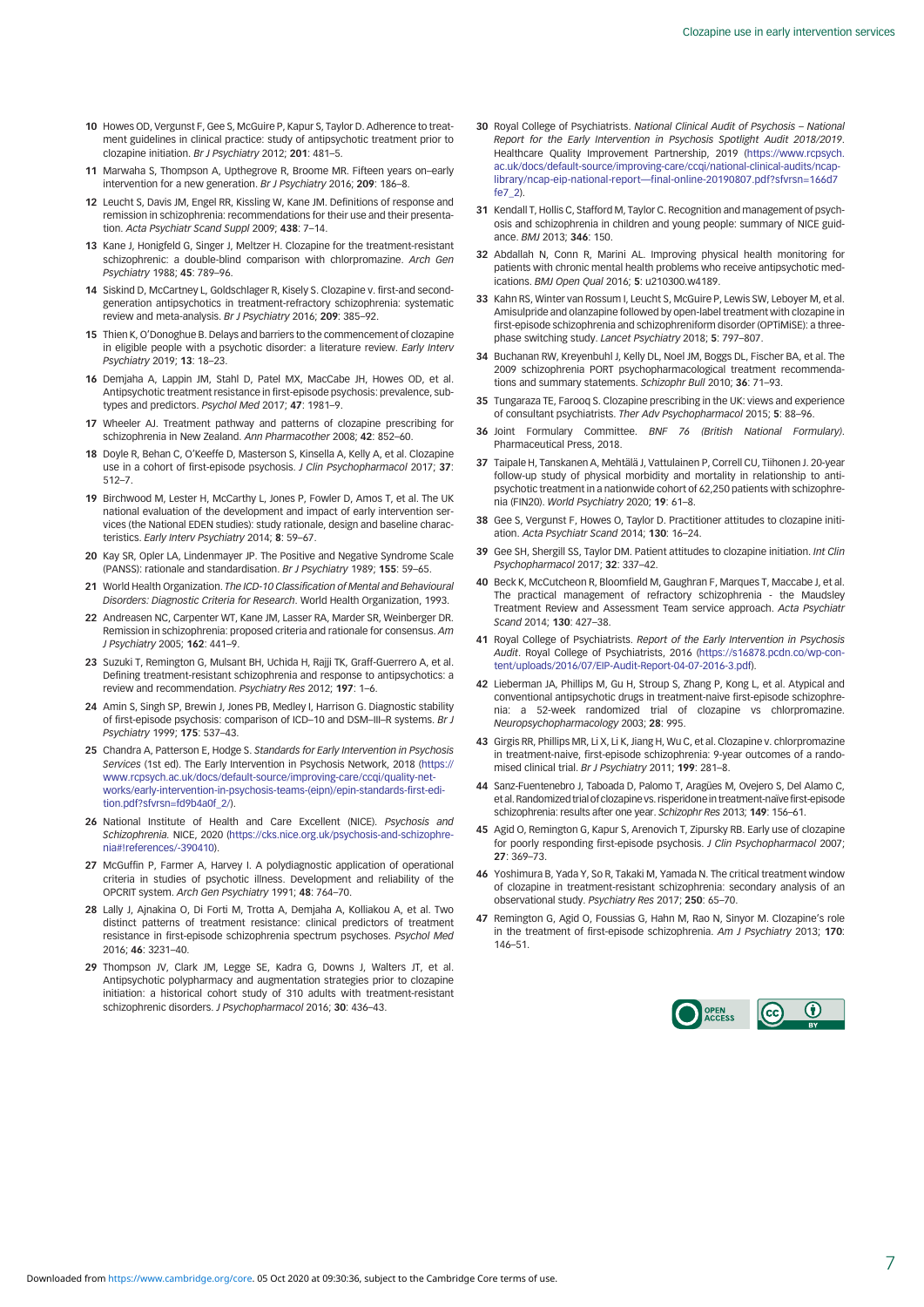10 Howes OD, Vergunst F, Gee S, McGuire P, Kapur S, Taylor D. Adherence to treatment guidelines in clinical practice: study of antipsychotic treatment prior to clozapine initiation. *Br J Psychiatry* 2012; **201**: 481–5.

11 Marwaha S, Thompson A, Upthegrove R, Broome MR. Fifteen years on–early intervention for a new generation. *Br J Psychiatry* 2016; **209**: 186–8.

12 Leucht S, Davis JM, Engel RR, Kissling W, Kane JM. Definitions of response and remission in schizophrenia: recommendations for their use and their presentation. *Acta Psychiatr Scand Suppl* 2009; **438**: 7–14.

13 Kane J, Honigfeld G, Singer J, Meltzer H. Clozapine for the treatment-resistant schizophrenic: a double-blind comparison with chlorpromazine. *Arch Gen Psychiatry* 1988; **45**: 789–96.

14 Siskind D, McCartney L, Goldschlager R, Kisely S. Clozapine v. first-and second-generation antipsychotics in treatment-refractory schizophrenia: systematic review and meta-analysis. *Br J Psychiatry* 2016; **209**: 385–92.

15 Thien K, O'Donoghue B. Delays and barriers to the commencement of clozapine in eligible people with a psychotic disorder: a literature review. *Early Interv Psychiatry* 2019; **13**: 18–23.

16 Demjaha A, Lappin JM, Stahl D, Patel MX, MacCabe JH, Howes OD, et al. Antipsychotic treatment resistance in first-episode psychosis: prevalence, subtypes and predictors. *Psychol Med* 2017; **47**: 1981–9.

17 Wheeler AJ. Treatment pathway and patterns of clozapine prescribing for schizophrenia in New Zealand. *Ann Pharmacother* 2008; **42**: 852–60.

18 Doyle R, Behan C, O'Keeffe D, Masterson S, Kinsella A, Kelly A, et al. Clozapine use in a cohort of first-episode psychosis. *J Clin Psychopharmacol* 2017; **37**: 512–7.

19 Birchwood M, Lester H, McCarthy L, Jones P, Fowler D, Amos T, et al. The UK national evaluation of the development and impact of early intervention services (the National EDEN studies): study rationale, design and baseline characteristics. *Early Interv Psychiatry* 2014; **8**: 59–67.

20 Kay SR, Opler LA, Lindenmayer JP. The Positive and Negative Syndrome Scale (PANSS): rationale and standardisation. *Br J Psychiatry* 1989; **155**: 59–65.

21 World Health Organization. *The ICD-10 Classification of Mental and Behavioural Disorders: Diagnostic Criteria for Research*. World Health Organization, 1993.

22 Andreasen NC, Carpenter WT, Kane JM, Lasser RA, Marder SR, Weinberger DR. Remission in schizophrenia: proposed criteria and rationale for consensus. *Am J Psychiatry* 2005; **162**: 441–9.

23 Suzuki T, Remington G, Mulsant BH, Uchida H, Rajji TK, Graff-Guerrero A, et al. Defining treatment-resistant schizophrenia and response to antipsychotics: a review and recommendation. *Psychiatry Res* 2012; **197**: 1–6.

24 Amin S, Singh SP, Brewin J, Jones PB, Medley I, Harrison G. Diagnostic stability of first-episode psychosis: comparison of ICD–10 and DSM–III–R systems. *Br J Psychiatry* 1999; **175**: 537–43.

25 Chandra A, Patterson E, Hodge S. *Standards for Early Intervention in Psychosis Services* (1st ed). The Early Intervention in Psychosis Network, 2018 (https://www.rcpsych.ac.uk/docs/default-source/improving-care/ccqi/quality-net-works/early-intervention-in-psychosis-teams-(eipn)/epin-standards-first-edition.pdf?sfvrsn=fd9b4a0f_2/).

26 National Institute of Health and Care Excellent (NICE). *Psychosis and Schizophrenia*. NICE, 2020 (https://cks.nice.org.uk/psychosis-and-schizophrenia#!references/-390410).

27 McGuffin P, Farmer A, Harvey I. A polydiagnostic application of operational criteria in studies of psychotic illness. Development and reliability of the OPCRIT system. *Arch Gen Psychiatry* 1991; **48**: 764–70.

28 Lally J, Ajnakina O, Di Forti M, Trotta A, Demjaha A, Kolliakou A, et al. Two distinct patterns of treatment resistance: clinical predictors of treatment resistance in first-episode schizophrenia spectrum psychoses. *Psychol Med* 2016; **46**: 3231–40.

29 Thompson JV, Clark JM, Legge SE, Kadra G, Downs J, Walters JT, et al. Antipsychotic polypharmacy and augmentation strategies prior to clozapine initiation: a historical cohort study of 310 adults with treatment-resistant schizophrenic disorders. *J Psychopharmacol* 2016; **30**: 436–43.

30 Royal College of Psychiatrists. *National Clinical Audit of Psychosis – National Report for the Early Intervention in Psychosis Spotlight Audit 2018/2019*. Healthcare Quality Improvement Partnership, 2019 (https://www.rcpsych.ac.uk/docs/default-source/improving-care/ccqi/national-clinical-audits/ncap-library/ncap-eip-national-report—final-online-20190807.pdf?sfvrsn=166d7fe7_2).

31 Kendall T, Hollis C, Stafford M, Taylor C. Recognition and management of psychosis and schizophrenia in children and young people: summary of NICE guidance. *BMJ* 2013; **346**: 150.

32 Abdallah N, Conn R, Marini AL. Improving physical health monitoring for patients with chronic mental health problems who receive antipsychotic medications. *BMJ Open Qual* 2016; **5**: u210300.w4189.

33 Kahn RS, Winter van Rossum I, Leucht S, McGuire P, Lewis SW, Leboyer M, et al. Amisulpride and olanzapine followed by open-label treatment with clozapine in first-episode schizophrenia and schizophreniform disorder (OPTiMiSE): a three-phase switching study. *Lancet Psychiatry* 2018; **5**: 797–807.

34 Buchanan RW, Kreyenbuhl J, Kelly DL, Noel JM, Boggs DL, Fischer BA, et al. The 2009 schizophrenia PORT psychopharmacological treatment recommendations and summary statements. *Schizophr Bull* 2010; **36**: 71–93.

35 Tungaraza TE, Farooq S. Clozapine prescribing in the UK: views and experience of consultant psychiatrists. *Ther Adv Psychopharmacol* 2015; **5**: 88–96.

36 Joint Formulary Committee. *BNF 76 (British National Formulary)*. Pharmaceutical Press, 2018.

37 Taipale H, Tanskanen A, Mehtälä J, Vattulainen P, Correll CU, Tiihonen J. 20-year follow-up study of physical morbidity and mortality in relationship to antipsychotic treatment in a nationwide cohort of 62,250 patients with schizophrenia (FIN20). *World Psychiatry* 2020; **19**: 61–8.

38 Gee S, Vergunst F, Howes O, Taylor D. Practitioner attitudes to clozapine initiation. *Acta Psychiatr Scand* 2014; **130**: 16–24.

39 Gee SH, Shergill SS, Taylor DM. Patient attitudes to clozapine initiation. *Int Clin Psychopharmacol* 2017; **32**: 337–42.

40 Beck K, McCutcheon R, Bloomfield M, Gaughran F, Marques T, Maccabe J, et al. The practical management of refractory schizophrenia - the Maudsley Treatment Review and Assessment Team service approach. *Acta Psychiatr Scand* 2014; **130**: 427–38.

41 Royal College of Psychiatrists. *Report of the Early Intervention in Psychosis Audit*. Royal College of Psychiatrists, 2016 (https://s16878.pcdn.co/wp-content/uploads/2016/07/EIP-Audit-Report-04-07-2016-3.pdf).

42 Lieberman JA, Phillips M, Gu H, Stroup S, Zhang P, Kong L, et al. Atypical and conventional antipsychotic drugs in treatment-naive first-episode schizophrenia: a 52-week randomized trial of clozapine vs chlorpromazine. *Neuropsychopharmacology* 2003; **28**: 995.

43 Girgis RR, Phillips MR, Li X, Li K, Jiang H, Wu C, et al. Clozapine v. chlorpromazine in treatment-naive, first-episode schizophrenia: 9-year outcomes of a randomised clinical trial. *Br J Psychiatry* 2011; **199**: 281–8.

44 Sanz-Fuentenebro J, Taboada D, Palomo T, Aragües M, Ovejero S, Del Alamo C, et al. Randomized trial of clozapine vs. risperidone in treatment-naïve first-episode schizophrenia: results after one year. *Schizophr Res* 2013; **149**: 156–61.

45 Agid O, Remington G, Kapur S, Arenovich T, Zipursky RB. Early use of clozapine for poorly responding first-episode psychosis. *J Clin Psychopharmacol* 2007; **27**: 369–73.

46 Yoshimura B, Yada Y, So R, Takaki M, Yamada N. The critical treatment window of clozapine in treatment-resistant schizophrenia: secondary analysis of an observational study. *Psychiatry Res* 2017; **250**: 65–70.

47 Remington G, Agid O, Foussias G, Hahn M, Rao N, Sinyor M. Clozapine's role in the treatment of first-episode schizophrenia. *Am J Psychiatry* 2013; **170**: 146–51.